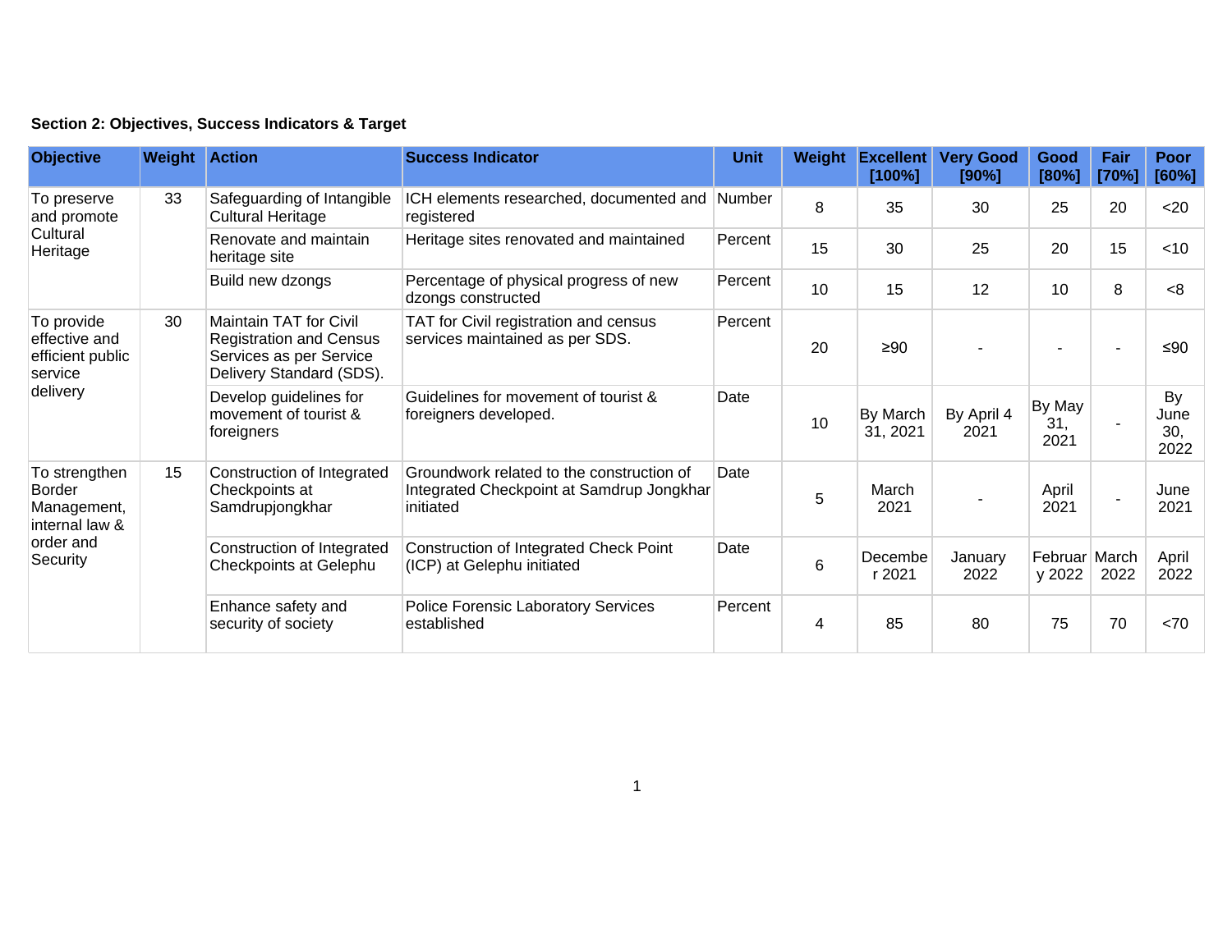**Section 2: Objectives, Success Indicators & Target**

| Objective | Weight | Action | Success Indicator | Unit | Weight | Excellent [100%] | Very Good [90%] | Good [80%] | Fair [70%] | Poor [60%] |
|---|---|---|---|---|---|---|---|---|---|---|
| To preserve and promote Cultural Heritage | 33 | Safeguarding of Intangible Cultural Heritage | ICH elements researched, documented and registered | Number | 8 | 35 | 30 | 25 | 20 | <20 |
| | | Renovate and maintain heritage site | Heritage sites renovated and maintained | Percent | 15 | 30 | 25 | 20 | 15 | <10 |
| | | Build new dzongs | Percentage of physical progress of new dzongs constructed | Percent | 10 | 15 | 12 | 10 | 8 | <8 |
| To provide effective and efficient public service delivery | 30 | Maintain TAT for Civil Registration and Census Services as per Service Delivery Standard (SDS). | TAT for Civil registration and census services maintained as per SDS. | Percent | 20 | ≥90 | - | - | - | ≤90 |
| | | Develop guidelines for movement of tourist & foreigners | Guidelines for movement of tourist & foreigners developed. | Date | 10 | By March 31, 2021 | By April 4 2021 | By May 31, 2021 | - | By June 30, 2022 |
| To strengthen Border Management, internal law & order and Security | 15 | Construction of Integrated Checkpoints at Samdrupjongkhar | Groundwork related to the construction of Integrated Checkpoint at Samdrup Jongkhar initiated | Date | 5 | March 2021 | - | April 2021 | - | June 2021 |
| | | Construction of Integrated Checkpoints at Gelephu | Construction of Integrated Check Point (ICP) at Gelephu initiated | Date | 6 | December 2021 | January 2022 | February 2022 | March 2022 | April 2022 |
| | | Enhance safety and security of society | Police Forensic Laboratory Services established | Percent | 4 | 85 | 80 | 75 | 70 | <70 |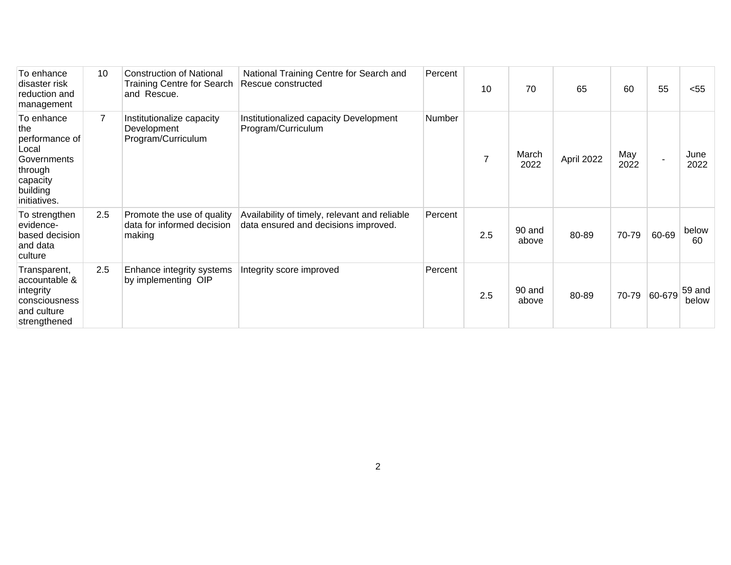| | | | | | | | | | | |
|---|---|---|---|---|---|---|---|---|---|---|
| To enhance disaster risk reduction and management | 10 | Construction of National Training Centre for Search and Rescue. | National Training Centre for Search and Rescue constructed | Percent | 10 | 70 | 65 | 60 | 55 | <55 |
| To enhance the performance of Local Governments through capacity building initiatives. | 7 | Institutionalize capacity Development Program/Curriculum | Institutionalized capacity Development Program/Curriculum | Number | 7 | March 2022 | April 2022 | May 2022 | - | June 2022 |
| To strengthen evidence-based decision and data culture | 2.5 | Promote the use of quality data for informed decision making | Availability of timely, relevant and reliable data ensured and decisions improved. | Percent | 2.5 | 90 and above | 80-89 | 70-79 | 60-69 | below 60 |
| Transparent, accountable & integrity consciousness and culture strengthened | 2.5 | Enhance integrity systems by implementing OIP | Integrity score improved | Percent | 2.5 | 90 and above | 80-89 | 70-79 | 60-679 | 59 and below |